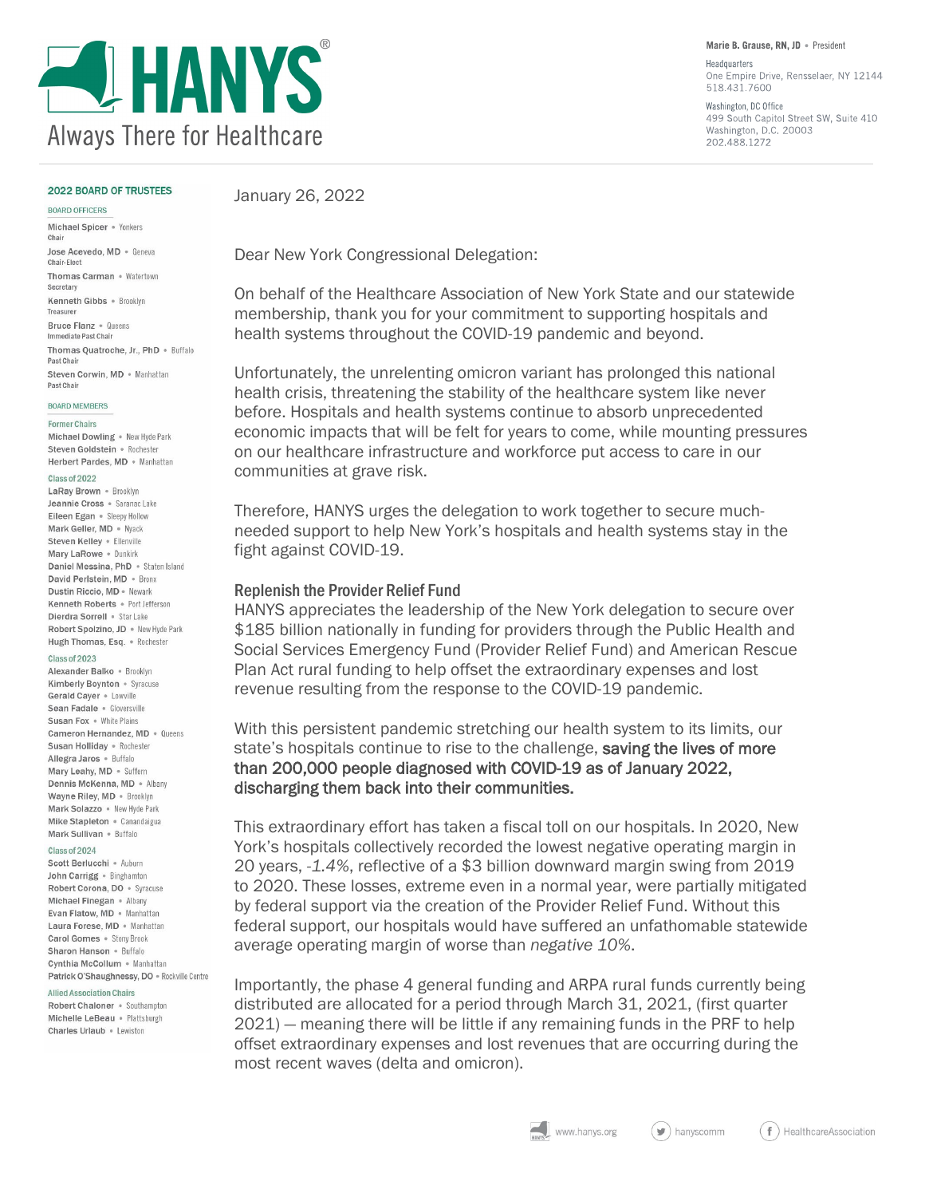# HANYS

Always There for Healthcare

**Marie B. Grause, RN, JD** • President

Headquarters
One Empire Drive, Rensselaer, NY 12144
518.431.7600

Washington, DC Office
499 South Capitol Street SW, Suite 410
Washington, D.C. 20003
202.488.1272

**2022 BOARD OF TRUSTEES**

BOARD OFFICERS

**Michael Spicer** • Yonkers
Chair

**Jose Acevedo, MD** • Geneva
Chair-Elect

**Thomas Carman** • Watertown
Secretary

**Kenneth Gibbs** • Brooklyn
Treasurer

**Bruce Flanz** • Queens
Immediate Past Chair

**Thomas Quatroche, Jr., PhD** • Buffalo
Past Chair

**Steven Corwin, MD** • Manhattan
Past Chair

BOARD MEMBERS

Former Chairs

**Michael Dowling** • New Hyde Park
**Steven Goldstein** • Rochester
**Herbert Pardes, MD** • Manhattan

Class of 2022

**LaRay Brown** • Brooklyn
**Jeannie Cross** • Saranac Lake
**Eileen Egan** • Sleepy Hollow
**Mark Geller, MD** • Nyack
**Steven Kelley** • Ellenville
**Mary LaRowe** • Dunkirk
**Daniel Messina, PhD** • Staten Island
**David Perlstein, MD** • Bronx
**Dustin Riccio, MD** • Newark
**Kenneth Roberts** • Port Jefferson
**Dierdra Sorrell** • Star Lake
**Robert Spolzino, JD** • New Hyde Park
**Hugh Thomas, Esq.** • Rochester

Class of 2023

**Alexander Balko** • Brooklyn
**Kimberly Boynton** • Syracuse
**Gerald Cayer** • Lowville
**Sean Fadale** • Gloversville
**Susan Fox** • White Plains
**Cameron Hernandez, MD** • Queens
**Susan Holliday** • Rochester
**Allegra Jaros** • Buffalo
**Mary Leahy, MD** • Suffern
**Dennis McKenna, MD** • Albany
**Wayne Riley, MD** • Brooklyn
**Mark Solazzo** • New Hyde Park
**Mike Stapleton** • Canandaigua
**Mark Sullivan** • Buffalo

Class of 2024

**Scott Berlucchi** • Auburn
**John Carrigg** • Binghamton
**Robert Corona, DO** • Syracuse
**Michael Finegan** • Albany
**Evan Flatow, MD** • Manhattan
**Laura Forese, MD** • Manhattan
**Carol Gomes** • Stony Brook
**Sharon Hanson** • Buffalo
**Cynthia McCollum** • Manhattan
**Patrick O'Shaughnessy, DO** • Rockville Centre

Allied Association Chairs

**Robert Chaloner** • Southampton
**Michelle LeBeau** • Plattsburgh
**Charles Urlaub** • Lewiston

January 26, 2022

Dear New York Congressional Delegation:

On behalf of the Healthcare Association of New York State and our statewide membership, thank you for your commitment to supporting hospitals and health systems throughout the COVID-19 pandemic and beyond.

Unfortunately, the unrelenting omicron variant has prolonged this national health crisis, threatening the stability of the healthcare system like never before. Hospitals and health systems continue to absorb unprecedented economic impacts that will be felt for years to come, while mounting pressures on our healthcare infrastructure and workforce put access to care in our communities at grave risk.

Therefore, HANYS urges the delegation to work together to secure much-needed support to help New York's hospitals and health systems stay in the fight against COVID-19.

## Replenish the Provider Relief Fund

HANYS appreciates the leadership of the New York delegation to secure over $185 billion nationally in funding for providers through the Public Health and Social Services Emergency Fund (Provider Relief Fund) and American Rescue Plan Act rural funding to help offset the extraordinary expenses and lost revenue resulting from the response to the COVID-19 pandemic.

With this persistent pandemic stretching our health system to its limits, our state's hospitals continue to rise to the challenge, **saving the lives of more than 200,000 people diagnosed with COVID-19 as of January 2022, discharging them back into their communities.**

This extraordinary effort has taken a fiscal toll on our hospitals. In 2020, New York's hospitals collectively recorded the lowest negative operating margin in 20 years, *-1.4%*, reflective of a $3 billion downward margin swing from 2019 to 2020. These losses, extreme even in a normal year, were partially mitigated by federal support via the creation of the Provider Relief Fund. Without this federal support, our hospitals would have suffered an unfathomable statewide average operating margin of worse than *negative 10%*.

Importantly, the phase 4 general funding and ARPA rural funds currently being distributed are allocated for a period through March 31, 2021, (first quarter 2021) — meaning there will be little if any remaining funds in the PRF to help offset extraordinary expenses and lost revenues that are occurring during the most recent waves (delta and omicron).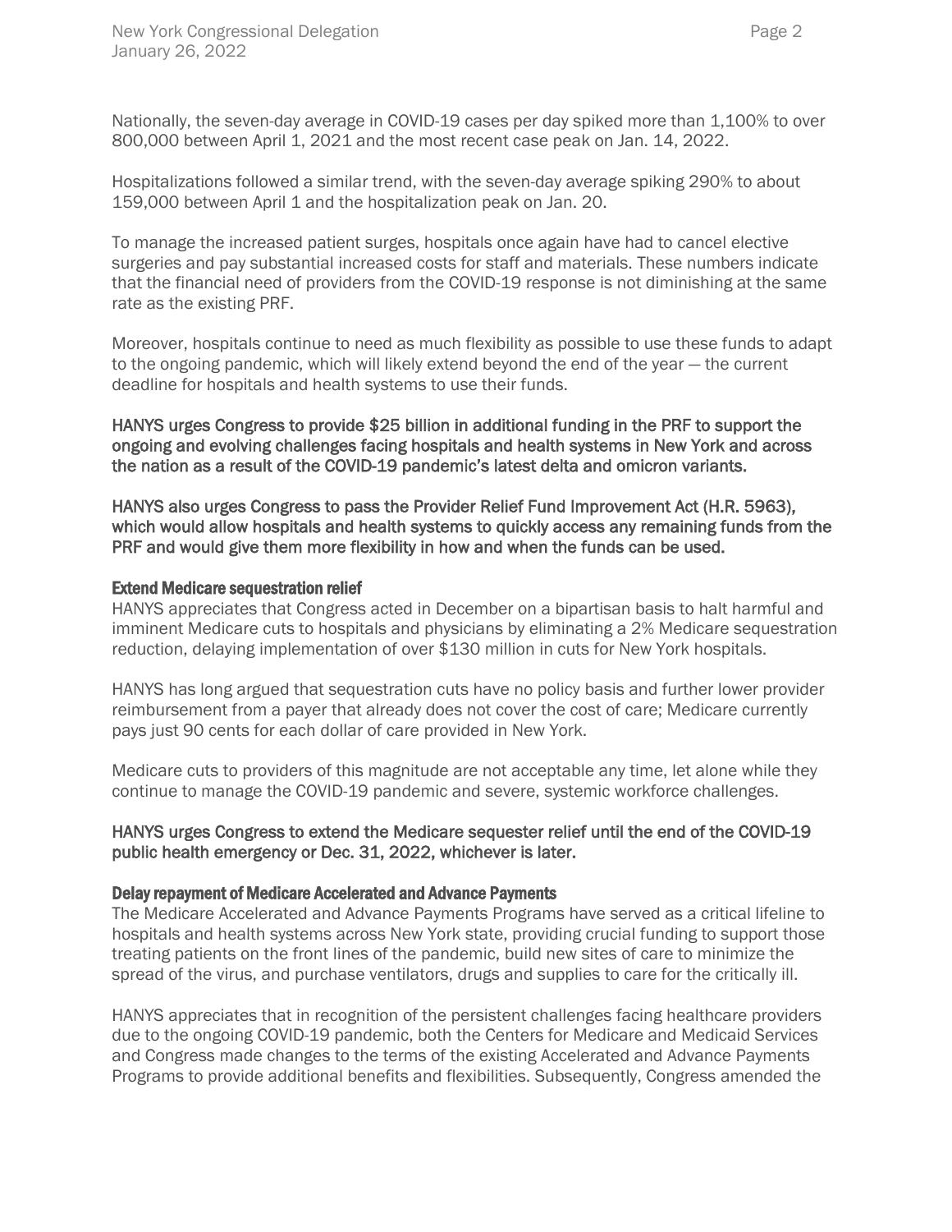Nationally, the seven-day average in COVID-19 cases per day spiked more than 1,100% to over 800,000 between April 1, 2021 and the most recent case peak on Jan. 14, 2022.

Hospitalizations followed a similar trend, with the seven-day average spiking 290% to about 159,000 between April 1 and the hospitalization peak on Jan. 20.

To manage the increased patient surges, hospitals once again have had to cancel elective surgeries and pay substantial increased costs for staff and materials. These numbers indicate that the financial need of providers from the COVID-19 response is not diminishing at the same rate as the existing PRF.

Moreover, hospitals continue to need as much flexibility as possible to use these funds to adapt to the ongoing pandemic, which will likely extend beyond the end of the year — the current deadline for hospitals and health systems to use their funds.

**HANYS urges Congress to provide $25 billion in additional funding in the PRF to support the ongoing and evolving challenges facing hospitals and health systems in New York and across the nation as a result of the COVID-19 pandemic's latest delta and omicron variants.**

**HANYS also urges Congress to pass the Provider Relief Fund Improvement Act (H.R. 5963), which would allow hospitals and health systems to quickly access any remaining funds from the PRF and would give them more flexibility in how and when the funds can be used.**

### Extend Medicare sequestration relief

HANYS appreciates that Congress acted in December on a bipartisan basis to halt harmful and imminent Medicare cuts to hospitals and physicians by eliminating a 2% Medicare sequestration reduction, delaying implementation of over $130 million in cuts for New York hospitals.

HANYS has long argued that sequestration cuts have no policy basis and further lower provider reimbursement from a payer that already does not cover the cost of care; Medicare currently pays just 90 cents for each dollar of care provided in New York.

Medicare cuts to providers of this magnitude are not acceptable any time, let alone while they continue to manage the COVID-19 pandemic and severe, systemic workforce challenges.

**HANYS urges Congress to extend the Medicare sequester relief until the end of the COVID-19 public health emergency or Dec. 31, 2022, whichever is later.**

### Delay repayment of Medicare Accelerated and Advance Payments

The Medicare Accelerated and Advance Payments Programs have served as a critical lifeline to hospitals and health systems across New York state, providing crucial funding to support those treating patients on the front lines of the pandemic, build new sites of care to minimize the spread of the virus, and purchase ventilators, drugs and supplies to care for the critically ill.

HANYS appreciates that in recognition of the persistent challenges facing healthcare providers due to the ongoing COVID-19 pandemic, both the Centers for Medicare and Medicaid Services and Congress made changes to the terms of the existing Accelerated and Advance Payments Programs to provide additional benefits and flexibilities. Subsequently, Congress amended the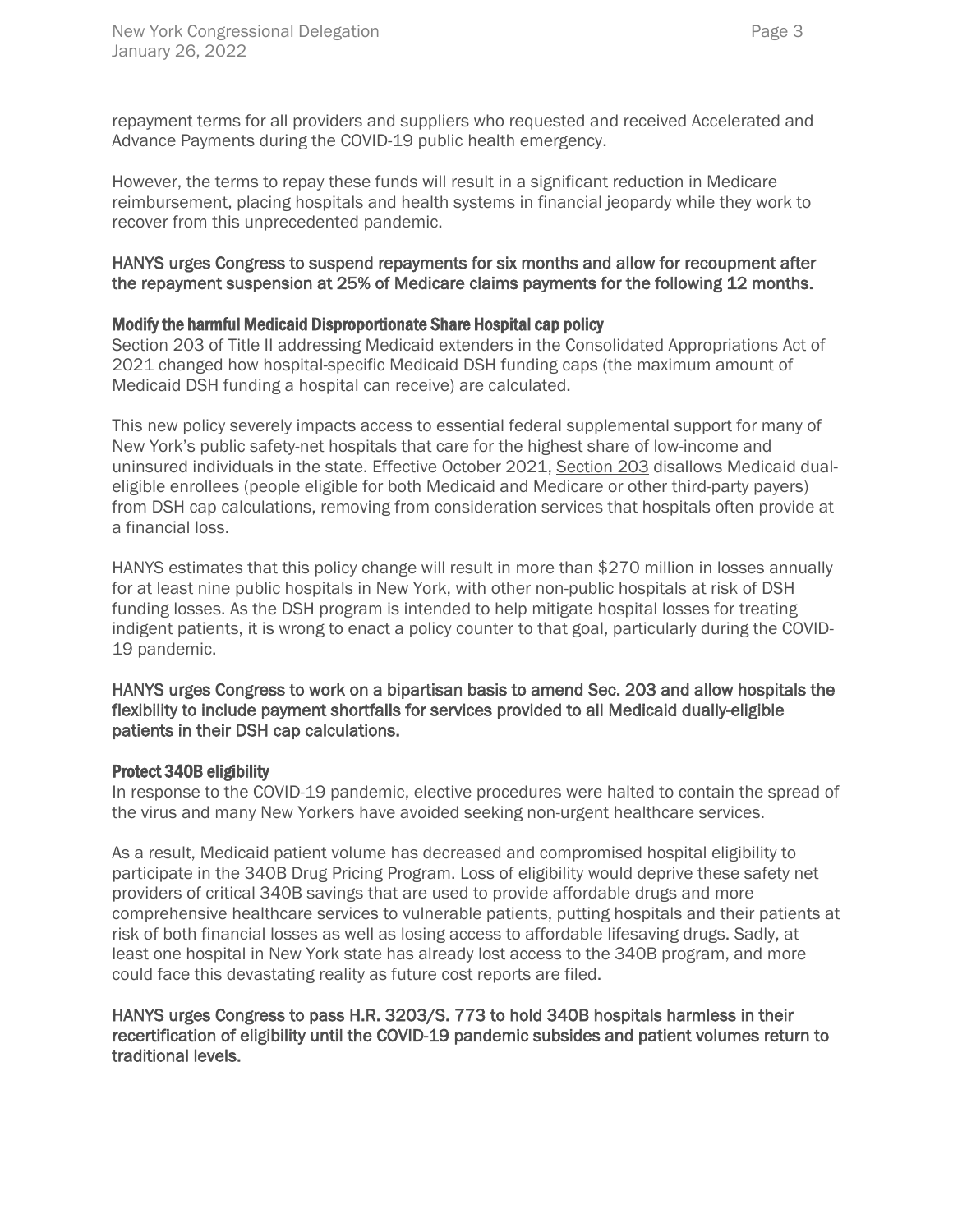repayment terms for all providers and suppliers who requested and received Accelerated and Advance Payments during the COVID-19 public health emergency.

However, the terms to repay these funds will result in a significant reduction in Medicare reimbursement, placing hospitals and health systems in financial jeopardy while they work to recover from this unprecedented pandemic.

**HANYS urges Congress to suspend repayments for six months and allow for recoupment after the repayment suspension at 25% of Medicare claims payments for the following 12 months.**

### Modify the harmful Medicaid Disproportionate Share Hospital cap policy

Section 203 of Title II addressing Medicaid extenders in the Consolidated Appropriations Act of 2021 changed how hospital-specific Medicaid DSH funding caps (the maximum amount of Medicaid DSH funding a hospital can receive) are calculated.

This new policy severely impacts access to essential federal supplemental support for many of New York's public safety-net hospitals that care for the highest share of low-income and uninsured individuals in the state. Effective October 2021, Section 203 disallows Medicaid dual-eligible enrollees (people eligible for both Medicaid and Medicare or other third-party payers) from DSH cap calculations, removing from consideration services that hospitals often provide at a financial loss.

HANYS estimates that this policy change will result in more than $270 million in losses annually for at least nine public hospitals in New York, with other non-public hospitals at risk of DSH funding losses. As the DSH program is intended to help mitigate hospital losses for treating indigent patients, it is wrong to enact a policy counter to that goal, particularly during the COVID-19 pandemic.

**HANYS urges Congress to work on a bipartisan basis to amend Sec. 203 and allow hospitals the flexibility to include payment shortfalls for services provided to all Medicaid dually-eligible patients in their DSH cap calculations.**

### Protect 340B eligibility

In response to the COVID-19 pandemic, elective procedures were halted to contain the spread of the virus and many New Yorkers have avoided seeking non-urgent healthcare services.

As a result, Medicaid patient volume has decreased and compromised hospital eligibility to participate in the 340B Drug Pricing Program. Loss of eligibility would deprive these safety net providers of critical 340B savings that are used to provide affordable drugs and more comprehensive healthcare services to vulnerable patients, putting hospitals and their patients at risk of both financial losses as well as losing access to affordable lifesaving drugs. Sadly, at least one hospital in New York state has already lost access to the 340B program, and more could face this devastating reality as future cost reports are filed.

**HANYS urges Congress to pass H.R. 3203/S. 773 to hold 340B hospitals harmless in their recertification of eligibility until the COVID-19 pandemic subsides and patient volumes return to traditional levels.**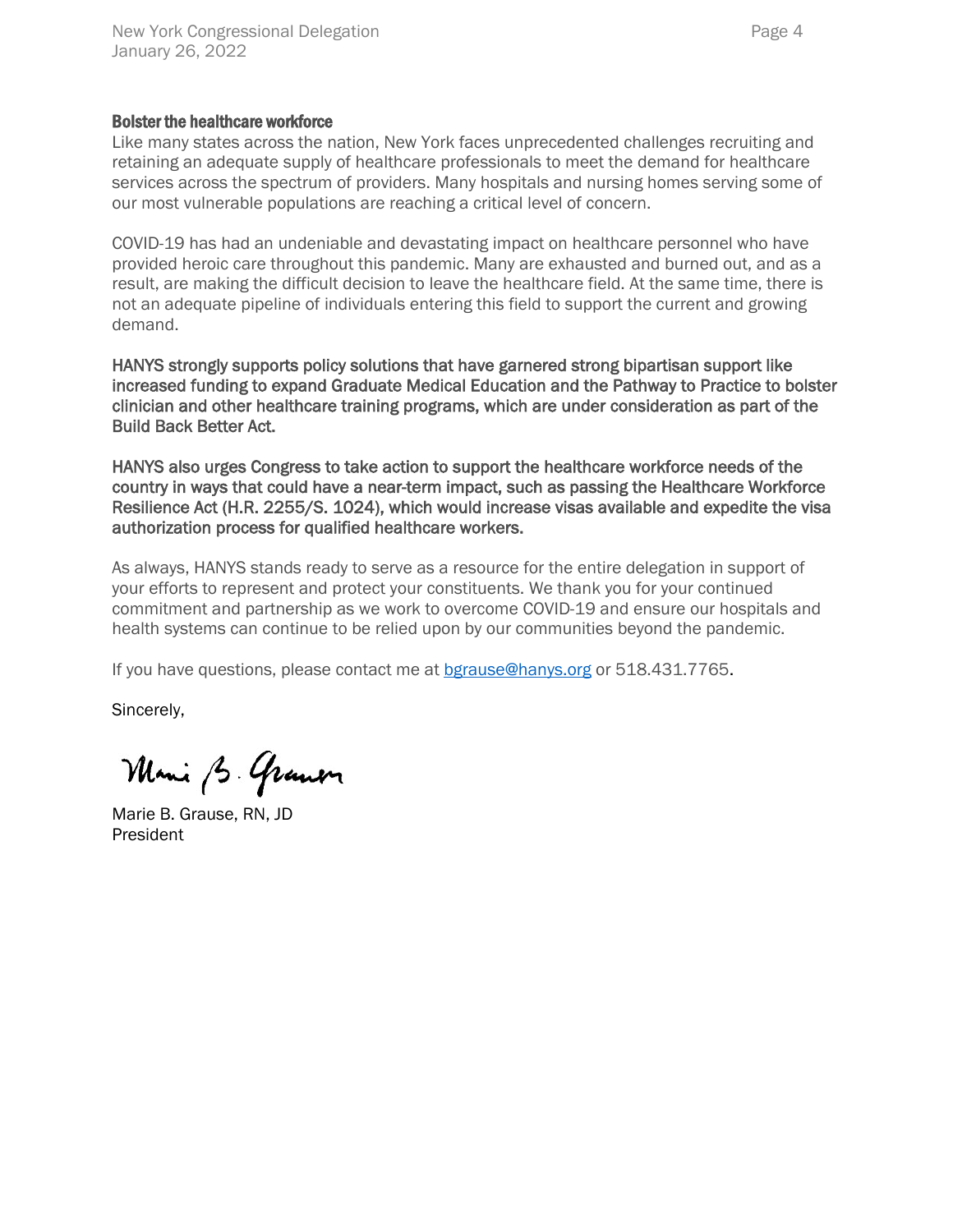### Bolster the healthcare workforce

Like many states across the nation, New York faces unprecedented challenges recruiting and retaining an adequate supply of healthcare professionals to meet the demand for healthcare services across the spectrum of providers. Many hospitals and nursing homes serving some of our most vulnerable populations are reaching a critical level of concern.

COVID-19 has had an undeniable and devastating impact on healthcare personnel who have provided heroic care throughout this pandemic. Many are exhausted and burned out, and as a result, are making the difficult decision to leave the healthcare field. At the same time, there is not an adequate pipeline of individuals entering this field to support the current and growing demand.

**HANYS strongly supports policy solutions that have garnered strong bipartisan support like increased funding to expand Graduate Medical Education and the Pathway to Practice to bolster clinician and other healthcare training programs, which are under consideration as part of the Build Back Better Act.**

**HANYS also urges Congress to take action to support the healthcare workforce needs of the country in ways that could have a near-term impact, such as passing the Healthcare Workforce Resilience Act (H.R. 2255/S. 1024), which would increase visas available and expedite the visa authorization process for qualified healthcare workers.**

As always, HANYS stands ready to serve as a resource for the entire delegation in support of your efforts to represent and protect your constituents. We thank you for your continued commitment and partnership as we work to overcome COVID-19 and ensure our hospitals and health systems can continue to be relied upon by our communities beyond the pandemic.

If you have questions, please contact me at bgrause@hanys.org or 518.431.7765.

Sincerely,

Marie B. Grause, RN, JD
President